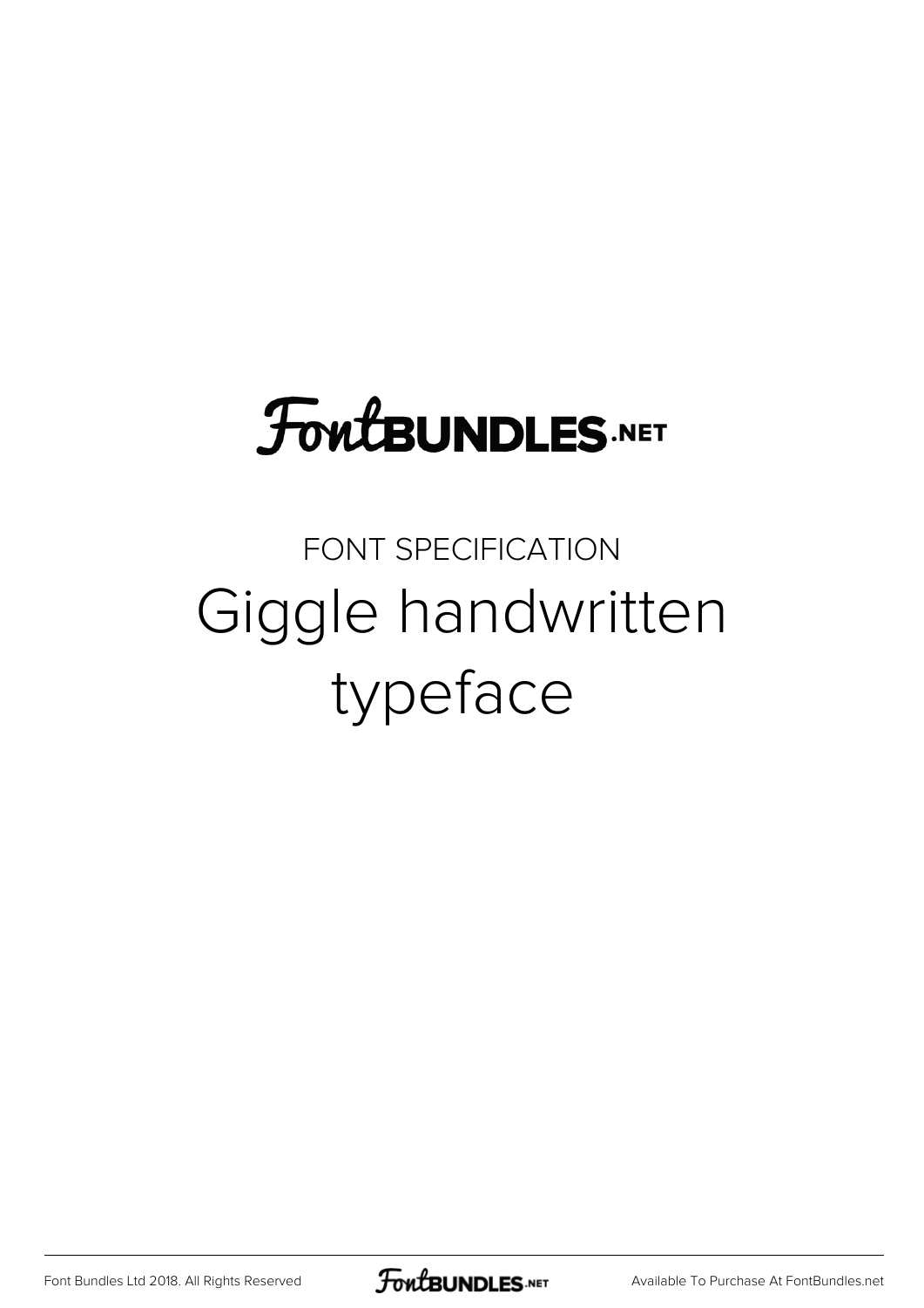# FontBUNDLES.NET

FONT SPECIFICATION

## Giggle handwritten typeface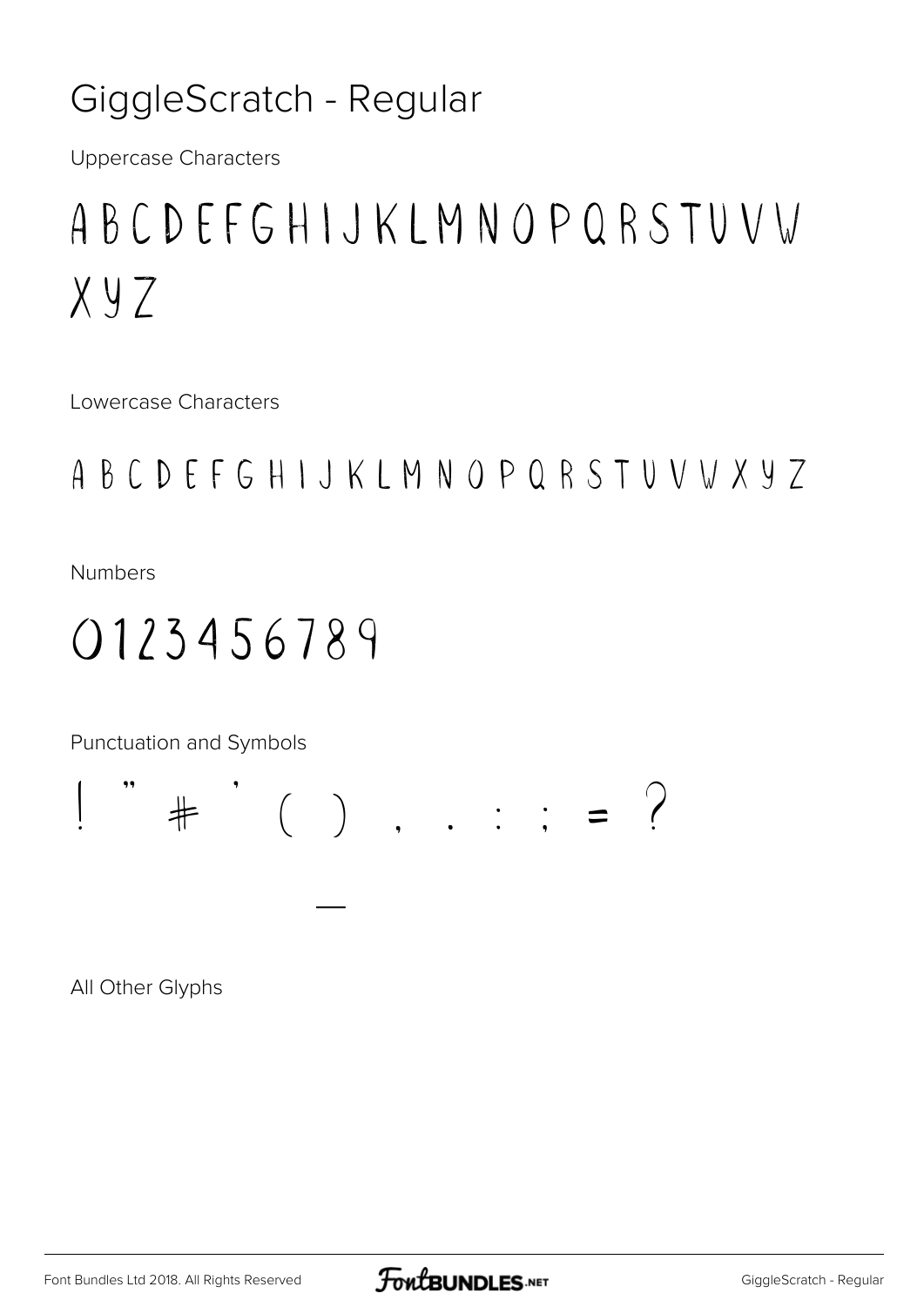# GiggleScratch - Regular

Uppercase Characters

ABCDEFGHIJKLMNOPQRSTUVW
XYZ

Lowercase Characters

A B C D E F G H I J K L M N O P Q R S T U V W X Y Z

Numbers

0123456789

Punctuation and Symbols

! " # ' ( ) , . : ; = ?

—

All Other Glyphs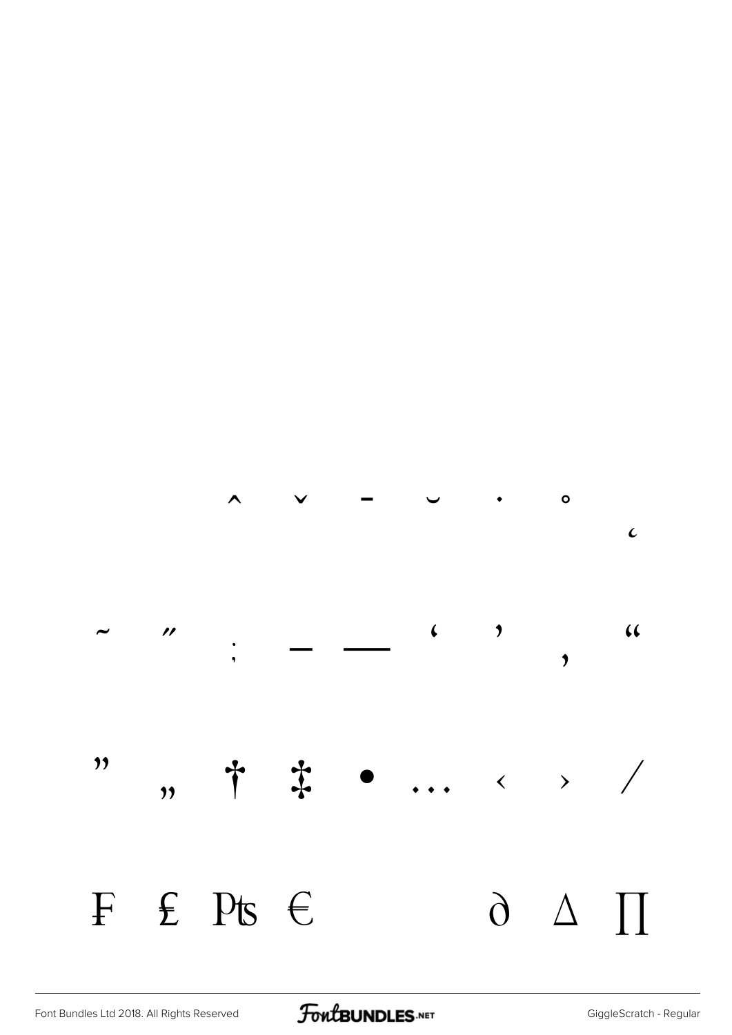ˆ ˇ ¯ ˘ ˙ ˚ ˛

˜ ˝ ; – — ‘ ’ ‚ “

” „ † ‡ • … ‹ › ⁄

₣ ₤ ₧ € ∂ ∆ ∏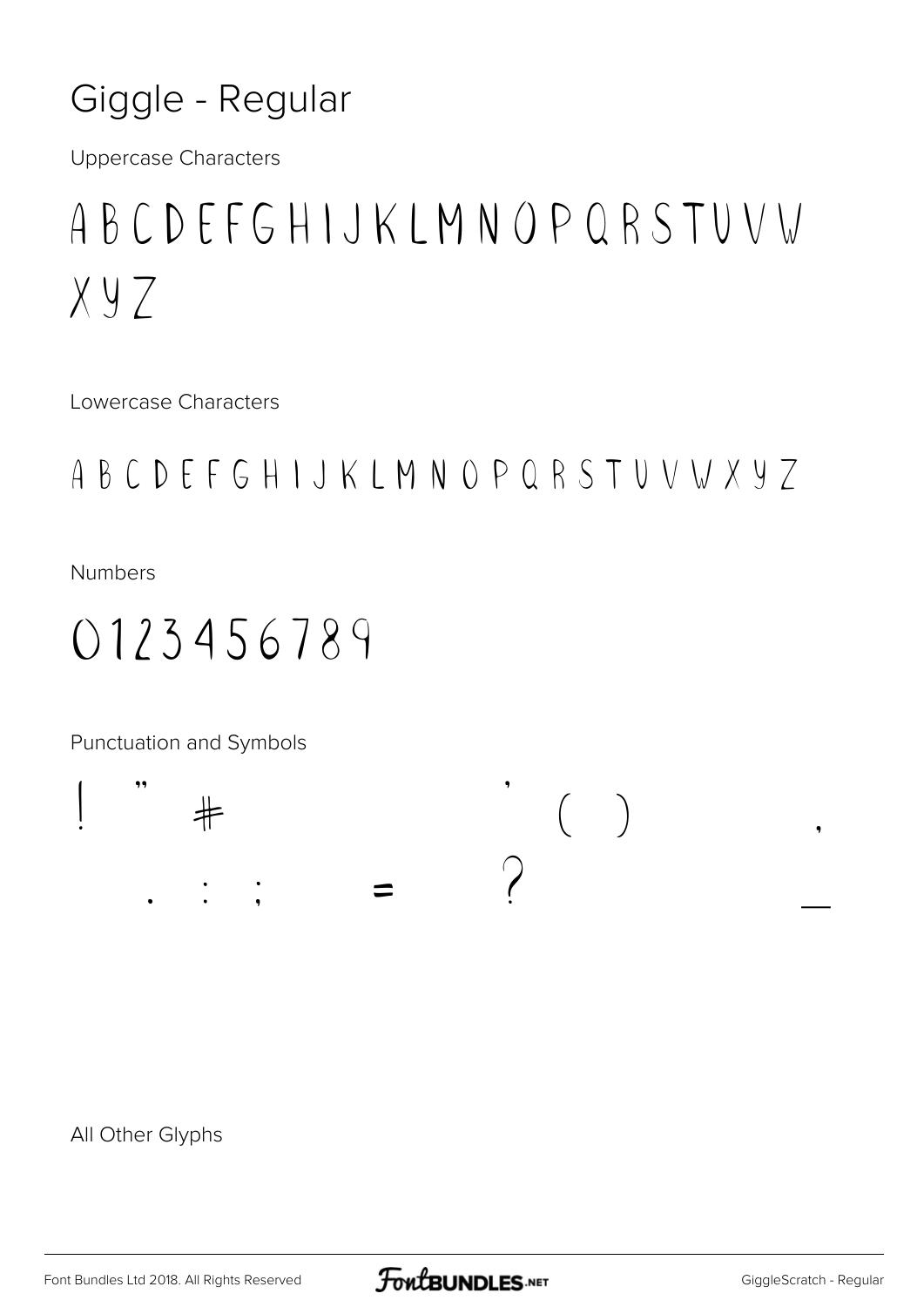# Giggle - Regular

Uppercase Characters

A B C D E F G H I J K L M N O P Q R S T U V W X Y Z

Lowercase Characters

A B C D E F G H I J K L M N O P Q R S T U V W X Y Z

Numbers

0 1 2 3 4 5 6 7 8 9

Punctuation and Symbols

! " # ' ( ) , . : ; = ? _

All Other Glyphs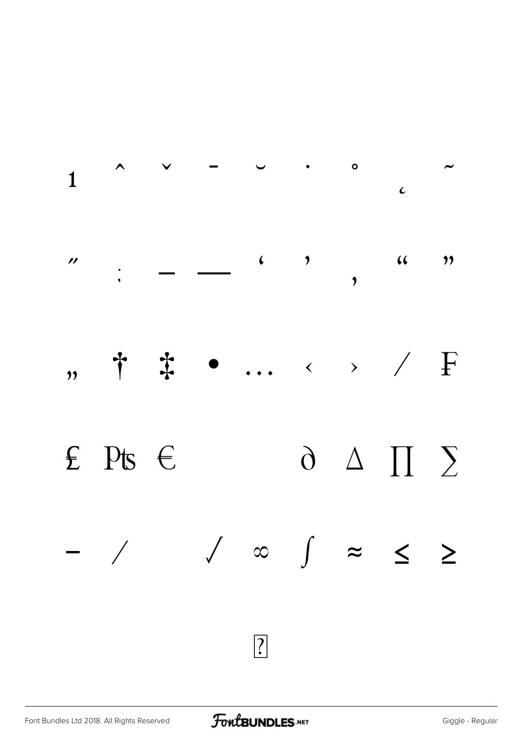ı ˆ ˇ ˉ ˘ ˙ ˚ ˛ ˜

˝ ; – — ‘ ’ ‚ “ ”

„ † ‡ • … ‹ › ⁄ ₣

₤ ₧ € ∂ ∆ ∏ ∑

− ∕ √ ∞ ∫ ≈ ≤ ≥

?